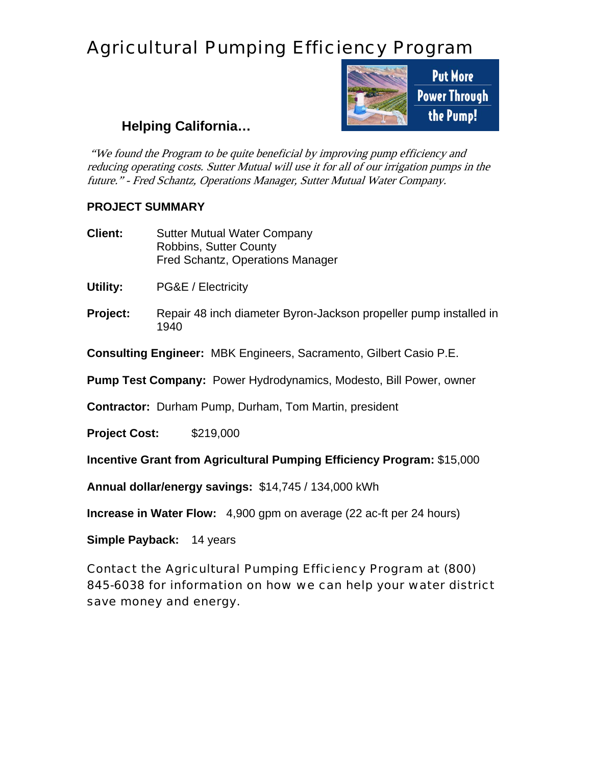# Agricultural Pumping Efficiency Program

Put More Power Through the Pump!

## Helping California…

*"We found the Program to be quite beneficial by improving pump efficiency and reducing operating costs. Sutter Mutual will use it for all of our irrigation pumps in the future." - Fred Schantz, Operations Manager, Sutter Mutual Water Company.*

**PROJECT SUMMARY**

**Client:** Sutter Mutual Water Company
Robbins, Sutter County
Fred Schantz, Operations Manager

**Utility:** PG&E / Electricity

**Project:** Repair 48 inch diameter Byron-Jackson propeller pump installed in 1940

**Consulting Engineer:** MBK Engineers, Sacramento, Gilbert Casio P.E.

**Pump Test Company:** Power Hydrodynamics, Modesto, Bill Power, owner

**Contractor:** Durham Pump, Durham, Tom Martin, president

**Project Cost:** $219,000

**Incentive Grant from Agricultural Pumping Efficiency Program:** $15,000

**Annual dollar/energy savings:** $14,745 / 134,000 kWh

**Increase in Water Flow:** 4,900 gpm on average (22 ac-ft per 24 hours)

**Simple Payback:** 14 years

Contact the Agricultural Pumping Efficiency Program at (800) 845-6038 for information on how we can help your water district save money and energy.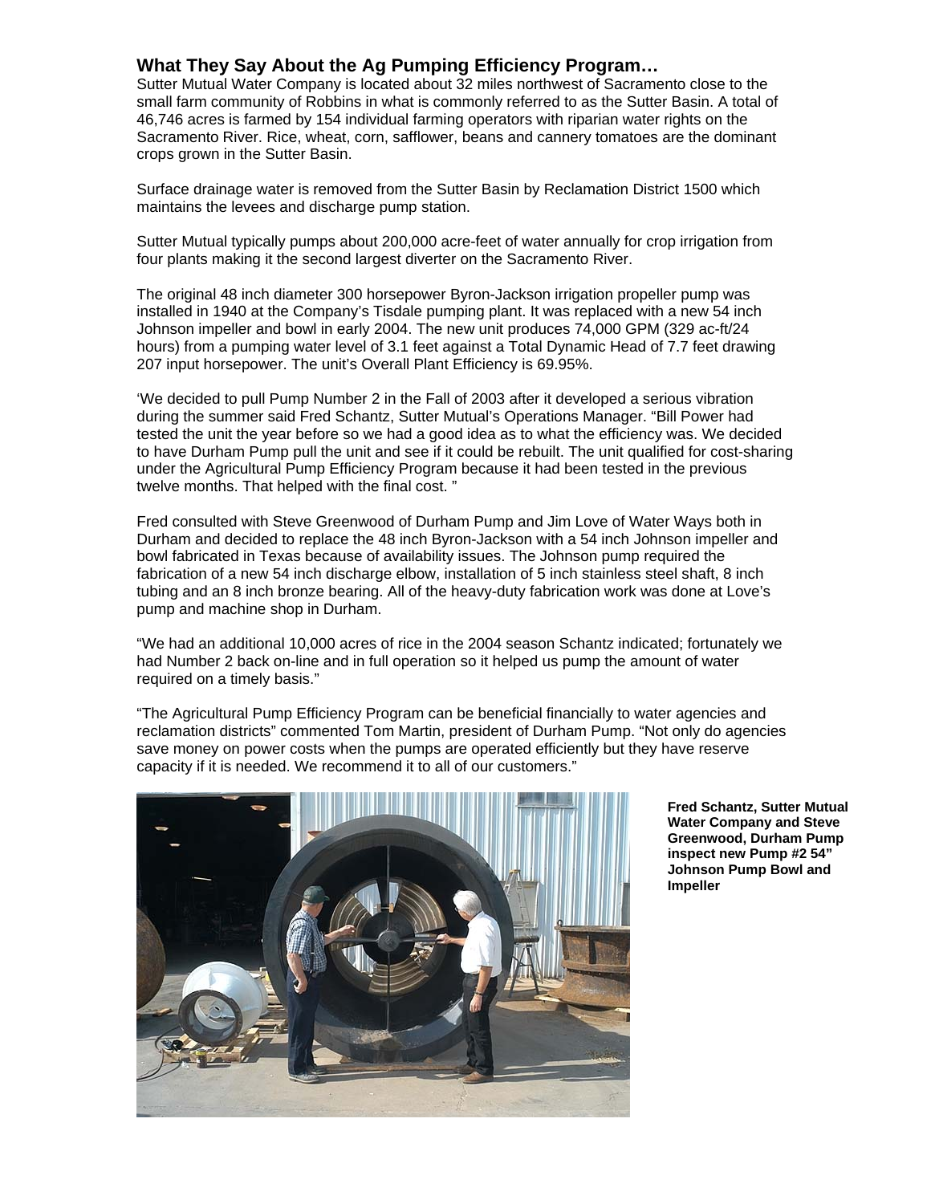## What They Say About the Ag Pumping Efficiency Program…

Sutter Mutual Water Company is located about 32 miles northwest of Sacramento close to the small farm community of Robbins in what is commonly referred to as the Sutter Basin. A total of 46,746 acres is farmed by 154 individual farming operators with riparian water rights on the Sacramento River. Rice, wheat, corn, safflower, beans and cannery tomatoes are the dominant crops grown in the Sutter Basin.

Surface drainage water is removed from the Sutter Basin by Reclamation District 1500 which maintains the levees and discharge pump station.

Sutter Mutual typically pumps about 200,000 acre-feet of water annually for crop irrigation from four plants making it the second largest diverter on the Sacramento River.

The original 48 inch diameter 300 horsepower Byron-Jackson irrigation propeller pump was installed in 1940 at the Company's Tisdale pumping plant. It was replaced with a new 54 inch Johnson impeller and bowl in early 2004. The new unit produces 74,000 GPM (329 ac-ft/24 hours) from a pumping water level of 3.1 feet against a Total Dynamic Head of 7.7 feet drawing 207 input horsepower. The unit's Overall Plant Efficiency is 69.95%.

'We decided to pull Pump Number 2 in the Fall of 2003 after it developed a serious vibration during the summer said Fred Schantz, Sutter Mutual's Operations Manager. "Bill Power had tested the unit the year before so we had a good idea as to what the efficiency was. We decided to have Durham Pump pull the unit and see if it could be rebuilt. The unit qualified for cost-sharing under the Agricultural Pump Efficiency Program because it had been tested in the previous twelve months. That helped with the final cost. "

Fred consulted with Steve Greenwood of Durham Pump and Jim Love of Water Ways both in Durham and decided to replace the 48 inch Byron-Jackson with a 54 inch Johnson impeller and bowl fabricated in Texas because of availability issues. The Johnson pump required the fabrication of a new 54 inch discharge elbow, installation of 5 inch stainless steel shaft, 8 inch tubing and an 8 inch bronze bearing. All of the heavy-duty fabrication work was done at Love's pump and machine shop in Durham.

"We had an additional 10,000 acres of rice in the 2004 season Schantz indicated; fortunately we had Number 2 back on-line and in full operation so it helped us pump the amount of water required on a timely basis."

"The Agricultural Pump Efficiency Program can be beneficial financially to water agencies and reclamation districts" commented Tom Martin, president of Durham Pump. "Not only do agencies save money on power costs when the pumps are operated efficiently but they have reserve capacity if it is needed. We recommend it to all of our customers."

**Fred Schantz, Sutter Mutual Water Company and Steve Greenwood, Durham Pump inspect new Pump #2 54" Johnson Pump Bowl and Impeller**